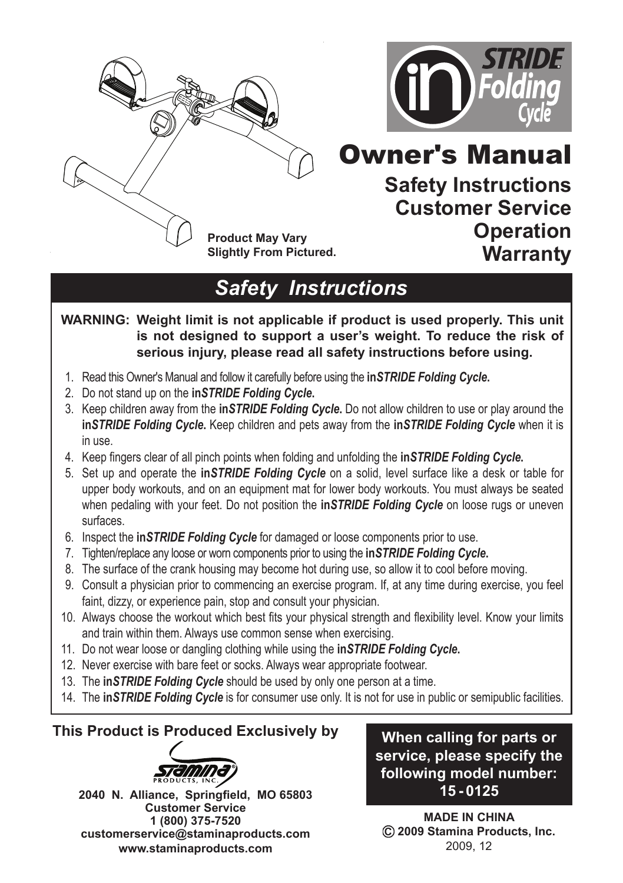# inSTRIDE Folding Cycle

Product May Vary Slightly From Pictured.

# Owner's Manual

**Safety Instructions**
**Customer Service**
**Operation**
**Warranty**

## *Safety Instructions*

**WARNING: Weight limit is not applicable if product is used properly. This unit is not designed to support a user's weight. To reduce the risk of serious injury, please read all safety instructions before using.**

1. Read this Owner's Manual and follow it carefully before using the **in*STRIDE Folding Cycle*.**
2. Do not stand up on the **in*STRIDE Folding Cycle*.**
3. Keep children away from the **in*STRIDE Folding Cycle*.** Do not allow children to use or play around the **in*STRIDE Folding Cycle*.** Keep children and pets away from the **in*STRIDE Folding Cycle*** when it is in use.
4. Keep fingers clear of all pinch points when folding and unfolding the **in*STRIDE Folding Cycle*.**
5. Set up and operate the **in*STRIDE Folding Cycle*** on a solid, level surface like a desk or table for upper body workouts, and on an equipment mat for lower body workouts. You must always be seated when pedaling with your feet. Do not position the **in*STRIDE Folding Cycle*** on loose rugs or uneven surfaces.
6. Inspect the **in*STRIDE Folding Cycle*** for damaged or loose components prior to use.
7. Tighten/replace any loose or worn components prior to using the **in*STRIDE Folding Cycle*.**
8. The surface of the crank housing may become hot during use, so allow it to cool before moving.
9. Consult a physician prior to commencing an exercise program. If, at any time during exercise, you feel faint, dizzy, or experience pain, stop and consult your physician.
10. Always choose the workout which best fits your physical strength and flexibility level. Know your limits and train within them. Always use common sense when exercising.
11. Do not wear loose or dangling clothing while using the **in*STRIDE Folding Cycle*.**
12. Never exercise with bare feet or socks. Always wear appropriate footwear.
13. The **in*STRIDE Folding Cycle*** should be used by only one person at a time.
14. The **in*STRIDE Folding Cycle*** is for consumer use only. It is not for use in public or semipublic facilities.

**This Product is Produced Exclusively by**

Stamina Products, Inc.

**2040 N. Alliance, Springfield, MO 65803**
**Customer Service**
**1 (800) 375-7520**
**customerservice@staminaproducts.com**
**www.staminaproducts.com**

**When calling for parts or service, please specify the following model number: 15 - 0125**

**MADE IN CHINA**
**© 2009 Stamina Products, Inc.**
2009, 12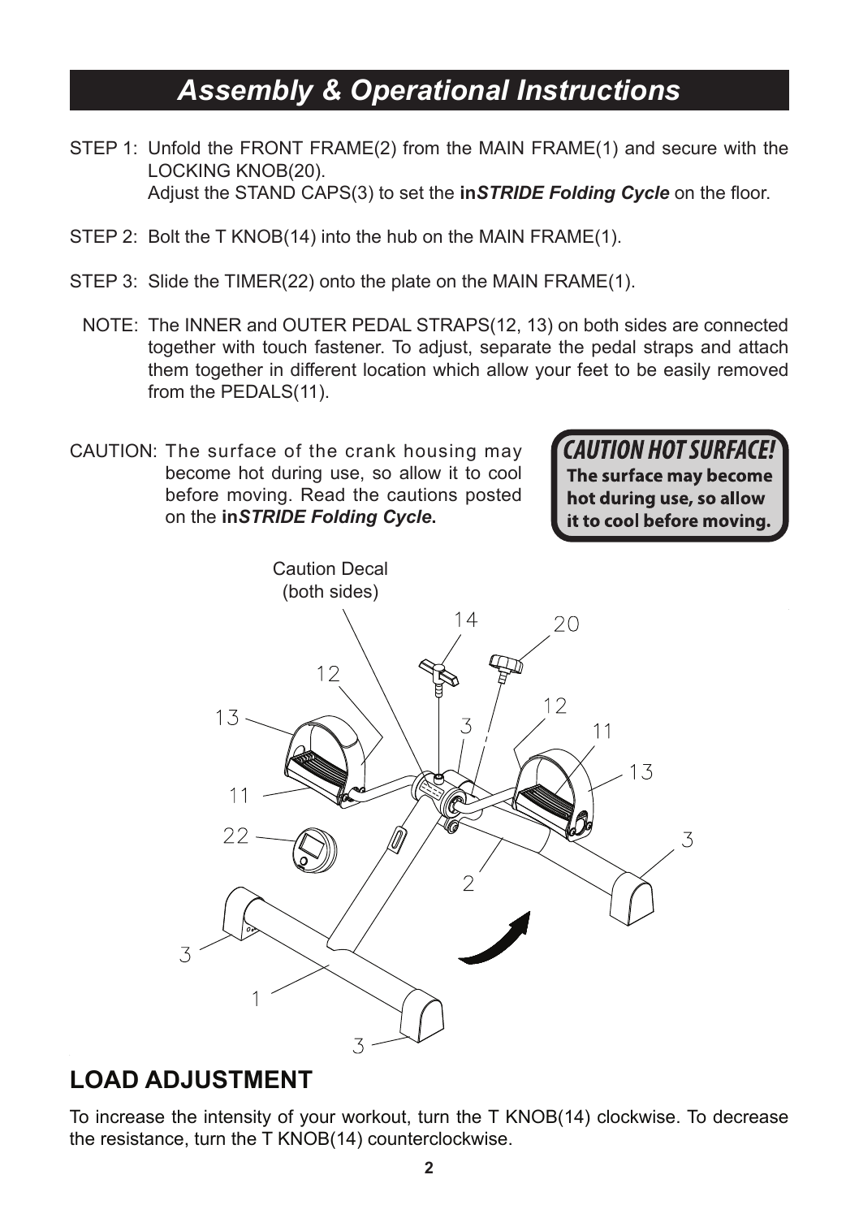# *Assembly & Operational Instructions*

STEP 1: Unfold the FRONT FRAME(2) from the MAIN FRAME(1) and secure with the LOCKING KNOB(20).
Adjust the STAND CAPS(3) to set the **in*STRIDE Folding Cycle*** on the floor.

STEP 2: Bolt the T KNOB(14) into the hub on the MAIN FRAME(1).

STEP 3: Slide the TIMER(22) onto the plate on the MAIN FRAME(1).

NOTE: The INNER and OUTER PEDAL STRAPS(12, 13) on both sides are connected together with touch fastener. To adjust, separate the pedal straps and attach them together in different location which allow your feet to be easily removed from the PEDALS(11).

CAUTION: The surface of the crank housing may become hot during use, so allow it to cool before moving. Read the cautions posted on the **in*STRIDE Folding Cycle*.**

**CAUTION HOT SURFACE!**
**The surface may become hot during use, so allow it to cool before moving.**

Caution Decal (both sides)

## LOAD ADJUSTMENT

To increase the intensity of your workout, turn the T KNOB(14) clockwise. To decrease the resistance, turn the T KNOB(14) counterclockwise.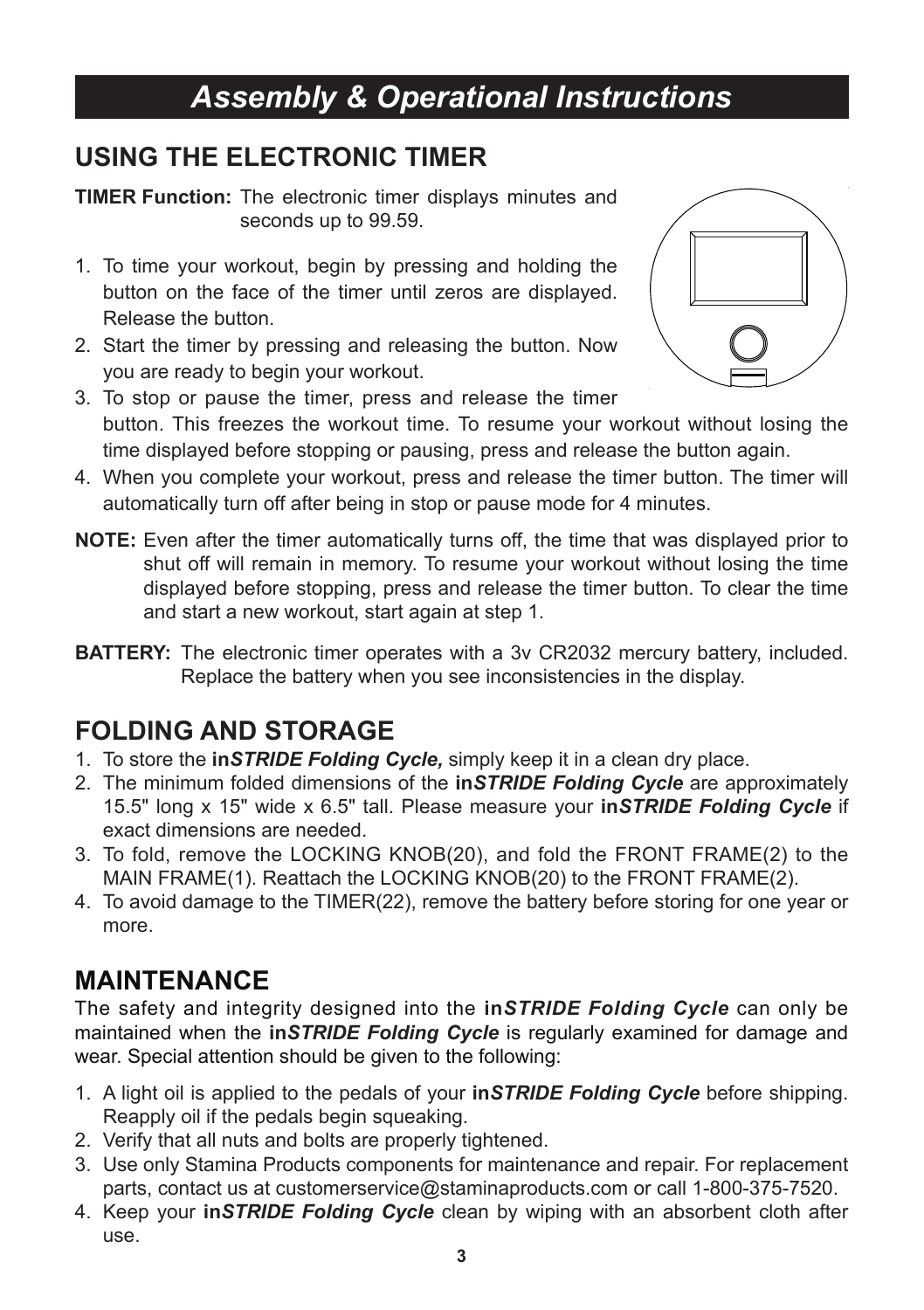# Assembly & Operational Instructions

## USING THE ELECTRONIC TIMER

**TIMER Function:** The electronic timer displays minutes and seconds up to 99.59.

1. To time your workout, begin by pressing and holding the button on the face of the timer until zeros are displayed. Release the button.
2. Start the timer by pressing and releasing the button. Now you are ready to begin your workout.
3. To stop or pause the timer, press and release the timer button. This freezes the workout time. To resume your workout without losing the time displayed before stopping or pausing, press and release the button again.
4. When you complete your workout, press and release the timer button. The timer will automatically turn off after being in stop or pause mode for 4 minutes.

**NOTE:** Even after the timer automatically turns off, the time that was displayed prior to shut off will remain in memory. To resume your workout without losing the time displayed before stopping, press and release the timer button. To clear the time and start a new workout, start again at step 1.

**BATTERY:** The electronic timer operates with a 3v CR2032 mercury battery, included. Replace the battery when you see inconsistencies in the display.

## FOLDING AND STORAGE

1. To store the **in*STRIDE Folding Cycle,*** simply keep it in a clean dry place.
2. The minimum folded dimensions of the **in*STRIDE Folding Cycle*** are approximately 15.5" long x 15" wide x 6.5" tall. Please measure your **in*STRIDE Folding Cycle*** if exact dimensions are needed.
3. To fold, remove the LOCKING KNOB(20), and fold the FRONT FRAME(2) to the MAIN FRAME(1). Reattach the LOCKING KNOB(20) to the FRONT FRAME(2).
4. To avoid damage to the TIMER(22), remove the battery before storing for one year or more.

## MAINTENANCE

The safety and integrity designed into the **in*STRIDE Folding Cycle*** can only be maintained when the **in*STRIDE Folding Cycle*** is regularly examined for damage and wear. Special attention should be given to the following:

1. A light oil is applied to the pedals of your **in*STRIDE Folding Cycle*** before shipping. Reapply oil if the pedals begin squeaking.
2. Verify that all nuts and bolts are properly tightened.
3. Use only Stamina Products components for maintenance and repair. For replacement parts, contact us at customerservice@staminaproducts.com or call 1-800-375-7520.
4. Keep your **in*STRIDE Folding Cycle*** clean by wiping with an absorbent cloth after use.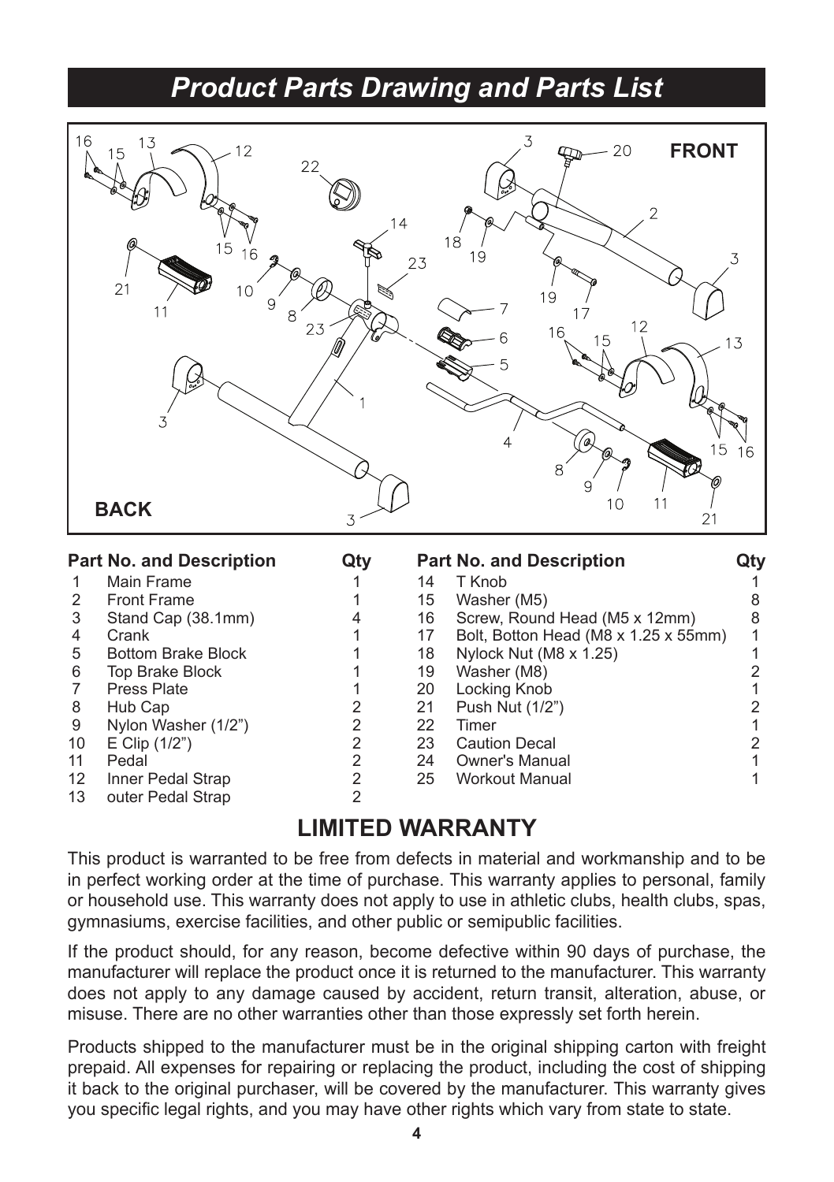# *Product Parts Drawing and Parts List*

FRONT

BACK

| Part No. and Description | | Qty | Part No. and Description | | Qty |
|---|---|---|---|---|---|
| 1 | Main Frame | 1 | 14 | T Knob | 1 |
| 2 | Front Frame | 1 | 15 | Washer (M5) | 8 |
| 3 | Stand Cap (38.1mm) | 4 | 16 | Screw, Round Head (M5 x 12mm) | 8 |
| 4 | Crank | 1 | 17 | Bolt, Botton Head (M8 x 1.25 x 55mm) | 1 |
| 5 | Bottom Brake Block | 1 | 18 | Nylock Nut (M8 x 1.25) | 1 |
| 6 | Top Brake Block | 1 | 19 | Washer (M8) | 2 |
| 7 | Press Plate | 1 | 20 | Locking Knob | 1 |
| 8 | Hub Cap | 2 | 21 | Push Nut (1/2”) | 2 |
| 9 | Nylon Washer (1/2”) | 2 | 22 | Timer | 1 |
| 10 | E Clip (1/2”) | 2 | 23 | Caution Decal | 2 |
| 11 | Pedal | 2 | 24 | Owner's Manual | 1 |
| 12 | Inner Pedal Strap | 2 | 25 | Workout Manual | 1 |
| 13 | outer Pedal Strap | 2 | | | |

## LIMITED WARRANTY

This product is warranted to be free from defects in material and workmanship and to be in perfect working order at the time of purchase. This warranty applies to personal, family or household use. This warranty does not apply to use in athletic clubs, health clubs, spas, gymnasiums, exercise facilities, and other public or semipublic facilities.

If the product should, for any reason, become defective within 90 days of purchase, the manufacturer will replace the product once it is returned to the manufacturer. This warranty does not apply to any damage caused by accident, return transit, alteration, abuse, or misuse. There are no other warranties other than those expressly set forth herein.

Products shipped to the manufacturer must be in the original shipping carton with freight prepaid. All expenses for repairing or replacing the product, including the cost of shipping it back to the original purchaser, will be covered by the manufacturer. This warranty gives you specific legal rights, and you may have other rights which vary from state to state.